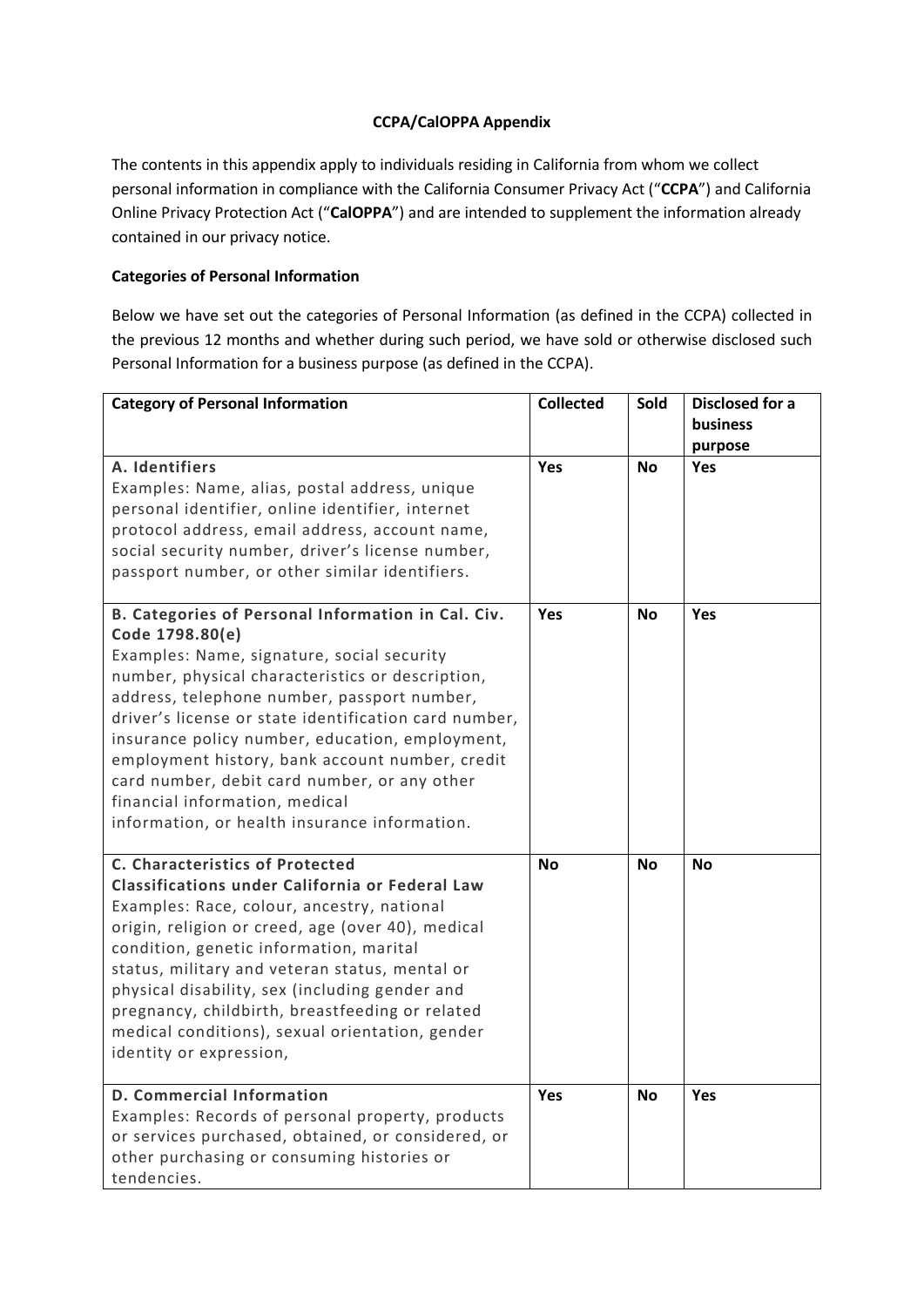## CCPA/CalOPPA Appendix

The contents in this appendix apply to individuals residing in California from whom we collect personal information in compliance with the California Consumer Privacy Act ("**CCPA**") and California Online Privacy Protection Act ("**CalOPPA**") and are intended to supplement the information already contained in our privacy notice.

### Categories of Personal Information

Below we have set out the categories of Personal Information (as defined in the CCPA) collected in the previous 12 months and whether during such period, we have sold or otherwise disclosed such Personal Information for a business purpose (as defined in the CCPA).

| Category of Personal Information | Collected | Sold | Disclosed for a business purpose |
|---|---|---|---|
| **A. Identifiers**<br>Examples: Name, alias, postal address, unique personal identifier, online identifier, internet protocol address, email address, account name, social security number, driver's license number, passport number, or other similar identifiers. | **Yes** | **No** | **Yes** |
| **B. Categories of Personal Information in Cal. Civ. Code 1798.80(e)**<br>Examples: Name, signature, social security number, physical characteristics or description, address, telephone number, passport number, driver's license or state identification card number, insurance policy number, education, employment, employment history, bank account number, credit card number, debit card number, or any other financial information, medical information, or health insurance information. | **Yes** | **No** | **Yes** |
| **C. Characteristics of Protected Classifications under California or Federal Law**<br>Examples: Race, colour, ancestry, national origin, religion or creed, age (over 40), medical condition, genetic information, marital status, military and veteran status, mental or physical disability, sex (including gender and pregnancy, childbirth, breastfeeding or related medical conditions), sexual orientation, gender identity or expression, | **No** | **No** | **No** |
| **D. Commercial Information**<br>Examples: Records of personal property, products or services purchased, obtained, or considered, or other purchasing or consuming histories or tendencies. | **Yes** | **No** | **Yes** |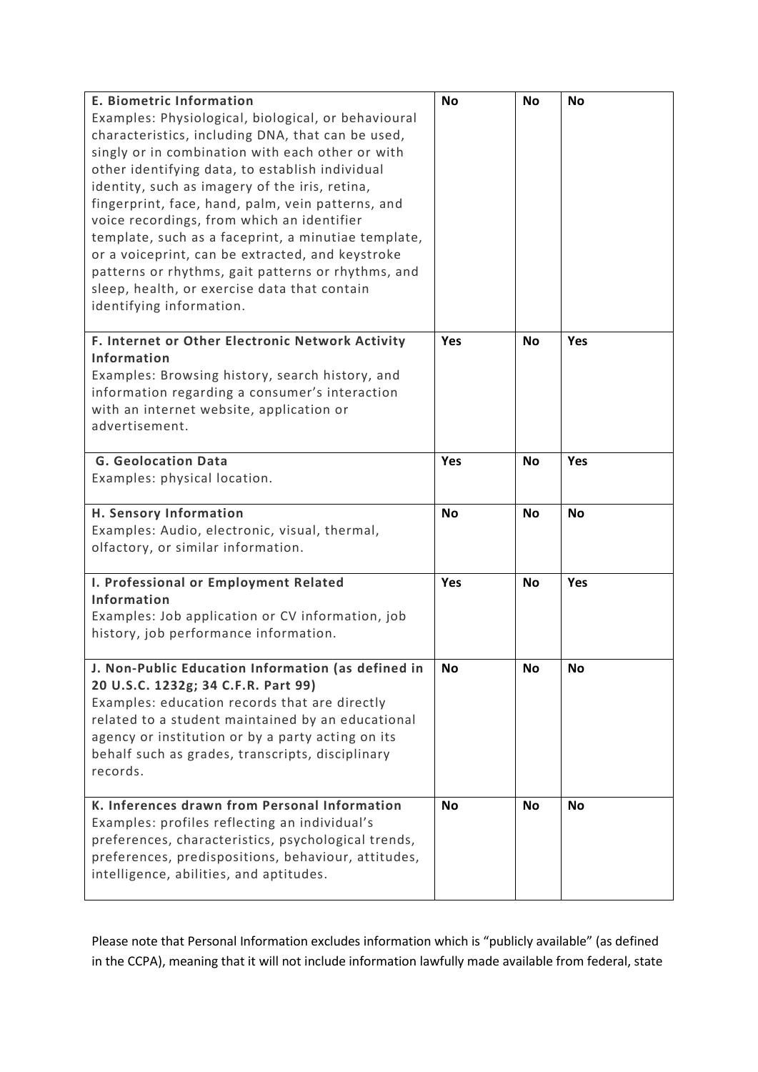| | | | |
|---|---|---|---|
| **E. Biometric Information**<br>Examples: Physiological, biological, or behavioural characteristics, including DNA, that can be used, singly or in combination with each other or with other identifying data, to establish individual identity, such as imagery of the iris, retina, fingerprint, face, hand, palm, vein patterns, and voice recordings, from which an identifier template, such as a faceprint, a minutiae template, or a voiceprint, can be extracted, and keystroke patterns or rhythms, gait patterns or rhythms, and sleep, health, or exercise data that contain identifying information. | **No** | **No** | **No** |
| **F. Internet or Other Electronic Network Activity Information**<br>Examples: Browsing history, search history, and information regarding a consumer's interaction with an internet website, application or advertisement. | **Yes** | **No** | **Yes** |
| **G. Geolocation Data**<br>Examples: physical location. | **Yes** | **No** | **Yes** |
| **H. Sensory Information**<br>Examples: Audio, electronic, visual, thermal, olfactory, or similar information. | **No** | **No** | **No** |
| **I. Professional or Employment Related Information**<br>Examples: Job application or CV information, job history, job performance information. | **Yes** | **No** | **Yes** |
| **J. Non-Public Education Information (as defined in 20 U.S.C. 1232g; 34 C.F.R. Part 99)**<br>Examples: education records that are directly related to a student maintained by an educational agency or institution or by a party acting on its behalf such as grades, transcripts, disciplinary records. | **No** | **No** | **No** |
| **K. Inferences drawn from Personal Information**<br>Examples: profiles reflecting an individual's preferences, characteristics, psychological trends, preferences, predispositions, behaviour, attitudes, intelligence, abilities, and aptitudes. | **No** | **No** | **No** |

Please note that Personal Information excludes information which is "publicly available" (as defined in the CCPA), meaning that it will not include information lawfully made available from federal, state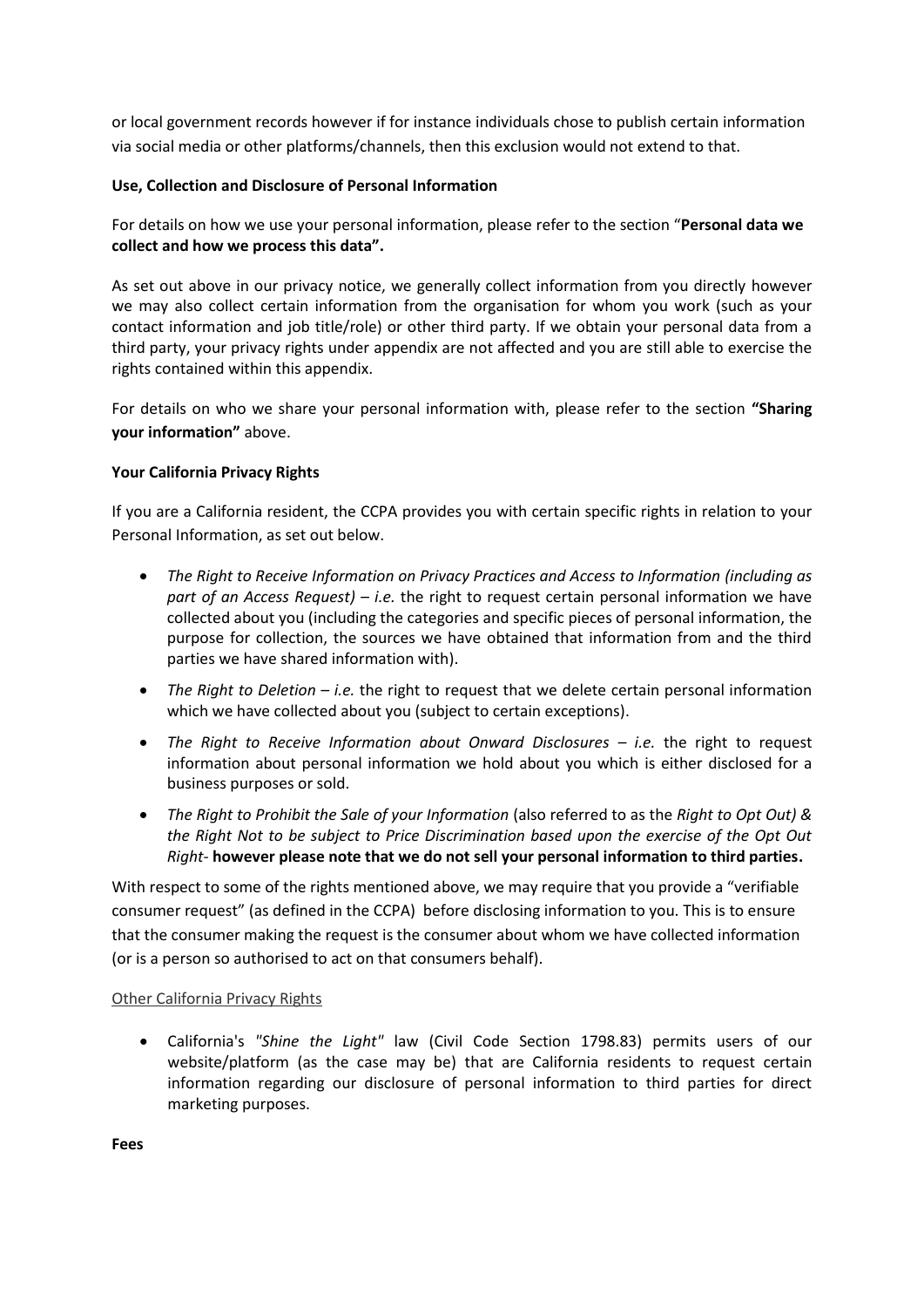or local government records however if for instance individuals chose to publish certain information via social media or other platforms/channels, then this exclusion would not extend to that.

**Use, Collection and Disclosure of Personal Information**

For details on how we use your personal information, please refer to the section "**Personal data we collect and how we process this data".**

As set out above in our privacy notice, we generally collect information from you directly however we may also collect certain information from the organisation for whom you work (such as your contact information and job title/role) or other third party. If we obtain your personal data from a third party, your privacy rights under appendix are not affected and you are still able to exercise the rights contained within this appendix.

For details on who we share your personal information with, please refer to the section **"Sharing your information"** above.

**Your California Privacy Rights**

If you are a California resident, the CCPA provides you with certain specific rights in relation to your Personal Information, as set out below.

- *The Right to Receive Information on Privacy Practices and Access to Information (including as part of an Access Request) – i.e.* the right to request certain personal information we have collected about you (including the categories and specific pieces of personal information, the purpose for collection, the sources we have obtained that information from and the third parties we have shared information with).
- *The Right to Deletion – i.e.* the right to request that we delete certain personal information which we have collected about you (subject to certain exceptions).
- *The Right to Receive Information about Onward Disclosures – i.e.* the right to request information about personal information we hold about you which is either disclosed for a business purposes or sold.
- *The Right to Prohibit the Sale of your Information* (also referred to as the *Right to Opt Out) & the Right Not to be subject to Price Discrimination based upon the exercise of the Opt Out Right*- **however please note that we do not sell your personal information to third parties.**

With respect to some of the rights mentioned above, we may require that you provide a "verifiable consumer request" (as defined in the CCPA) before disclosing information to you. This is to ensure that the consumer making the request is the consumer about whom we have collected information (or is a person so authorised to act on that consumers behalf).

Other California Privacy Rights

- California's *"Shine the Light"* law (Civil Code Section 1798.83) permits users of our website/platform (as the case may be) that are California residents to request certain information regarding our disclosure of personal information to third parties for direct marketing purposes.

**Fees**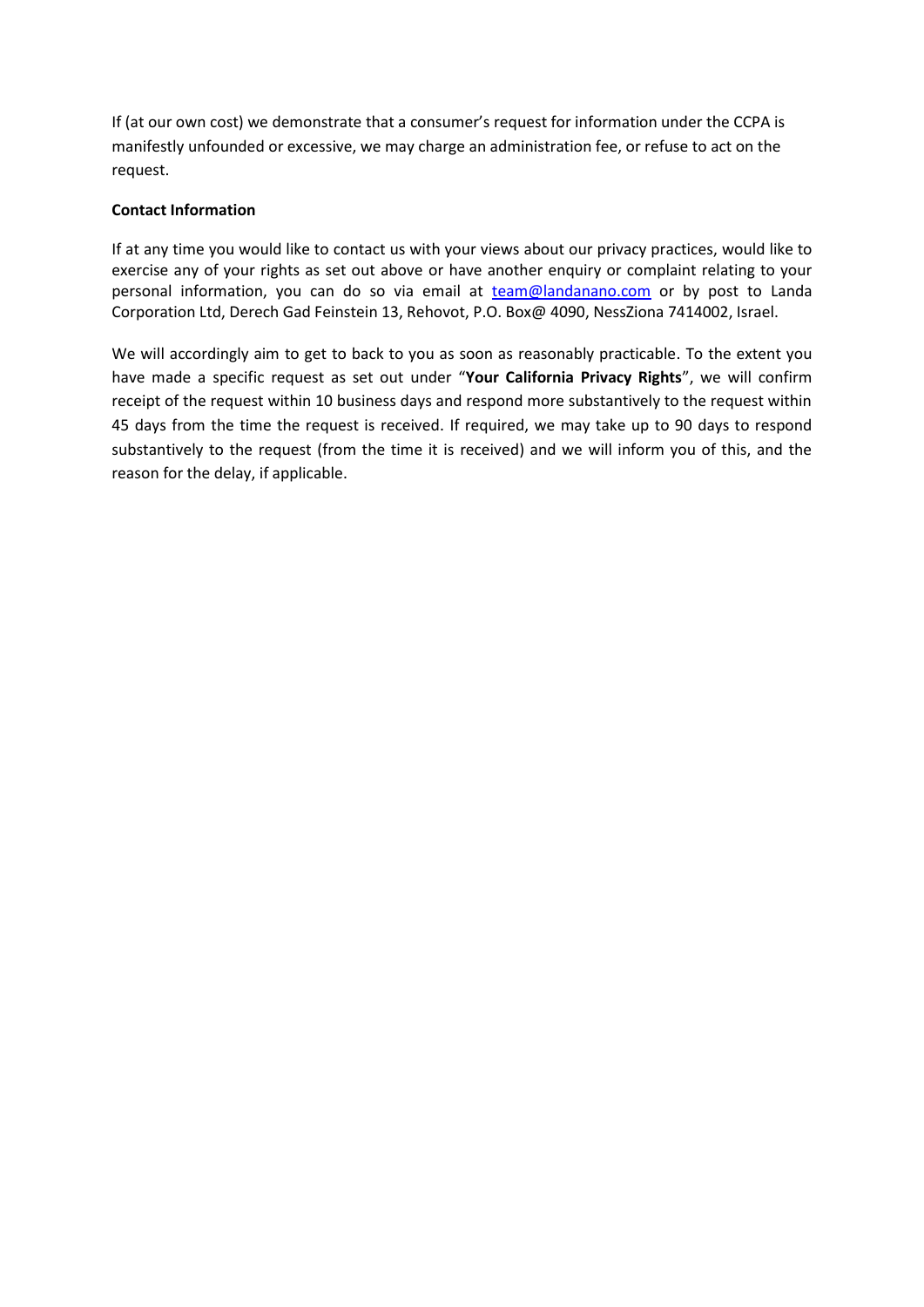If (at our own cost) we demonstrate that a consumer's request for information under the CCPA is manifestly unfounded or excessive, we may charge an administration fee, or refuse to act on the request.

**Contact Information**

If at any time you would like to contact us with your views about our privacy practices, would like to exercise any of your rights as set out above or have another enquiry or complaint relating to your personal information, you can do so via email at [team@landanano.com](mailto:team@landanano.com) or by post to Landa Corporation Ltd, Derech Gad Feinstein 13, Rehovot, P.O. Box@ 4090, NessZiona 7414002, Israel.

We will accordingly aim to get to back to you as soon as reasonably practicable. To the extent you have made a specific request as set out under "**Your California Privacy Rights**", we will confirm receipt of the request within 10 business days and respond more substantively to the request within 45 days from the time the request is received. If required, we may take up to 90 days to respond substantively to the request (from the time it is received) and we will inform you of this, and the reason for the delay, if applicable.